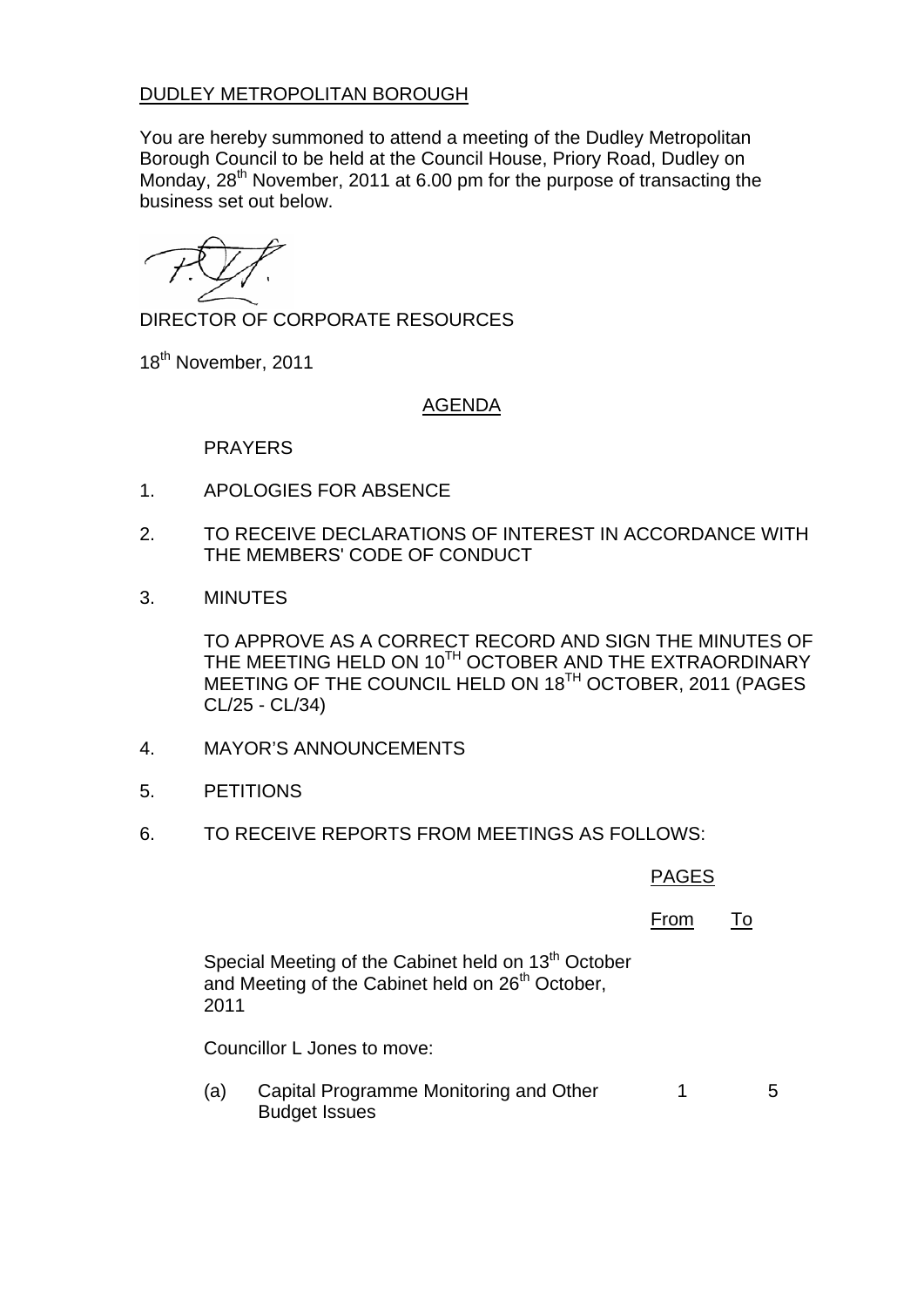DUDLEY METROPOLITAN BOROUGH

You are hereby summoned to attend a meeting of the Dudley Metropolitan Borough Council to be held at the Council House, Priory Road, Dudley on Monday, 28th November, 2011 at 6.00 pm for the purpose of transacting the business set out below.

DIRECTOR OF CORPORATE RESOURCES

18th November, 2011

## AGENDA

PRAYERS

1. APOLOGIES FOR ABSENCE

2. TO RECEIVE DECLARATIONS OF INTEREST IN ACCORDANCE WITH THE MEMBERS' CODE OF CONDUCT

3. MINUTES

   TO APPROVE AS A CORRECT RECORD AND SIGN THE MINUTES OF THE MEETING HELD ON 10TH OCTOBER AND THE EXTRAORDINARY MEETING OF THE COUNCIL HELD ON 18TH OCTOBER, 2011 (PAGES CL/25 - CL/34)

4. MAYOR'S ANNOUNCEMENTS

5. PETITIONS

6. TO RECEIVE REPORTS FROM MEETINGS AS FOLLOWS:

| | PAGES From | To |
|---|---|---|
| Special Meeting of the Cabinet held on 13th October and Meeting of the Cabinet held on 26th October, 2011 | | |
| Councillor L Jones to move: | | |
| (a) Capital Programme Monitoring and Other Budget Issues | 1 | 5 |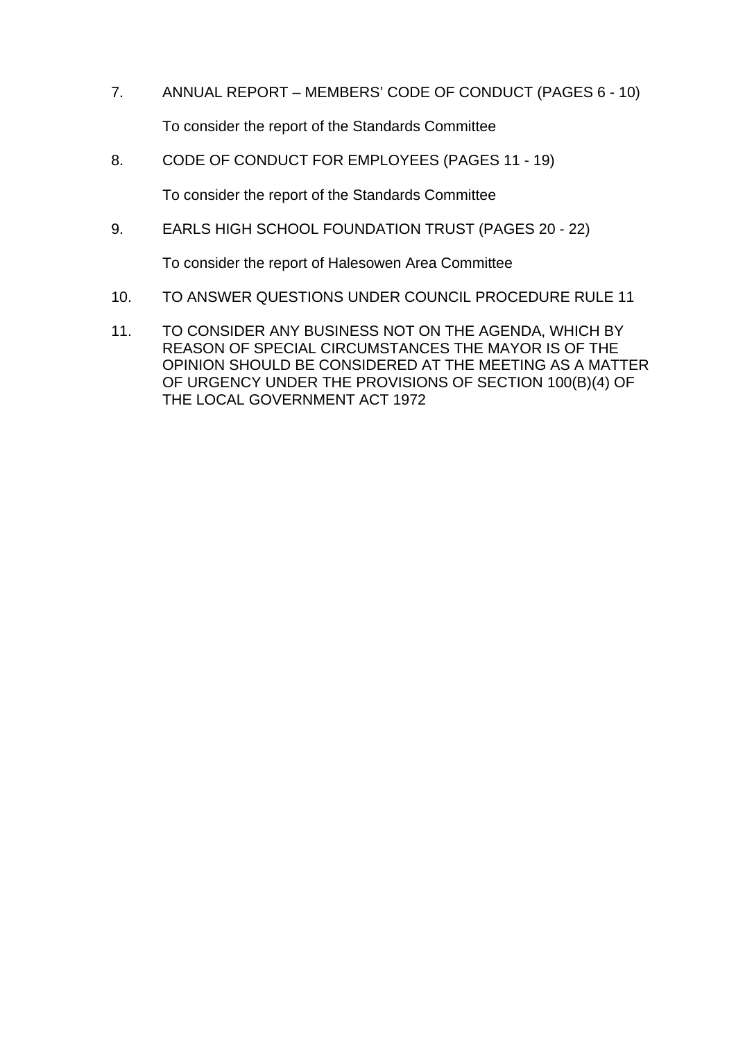7. ANNUAL REPORT – MEMBERS' CODE OF CONDUCT (PAGES 6 - 10)

   To consider the report of the Standards Committee

8. CODE OF CONDUCT FOR EMPLOYEES (PAGES 11 - 19)

   To consider the report of the Standards Committee

9. EARLS HIGH SCHOOL FOUNDATION TRUST (PAGES 20 - 22)

   To consider the report of Halesowen Area Committee

10. TO ANSWER QUESTIONS UNDER COUNCIL PROCEDURE RULE 11

11. TO CONSIDER ANY BUSINESS NOT ON THE AGENDA, WHICH BY REASON OF SPECIAL CIRCUMSTANCES THE MAYOR IS OF THE OPINION SHOULD BE CONSIDERED AT THE MEETING AS A MATTER OF URGENCY UNDER THE PROVISIONS OF SECTION 100(B)(4) OF THE LOCAL GOVERNMENT ACT 1972